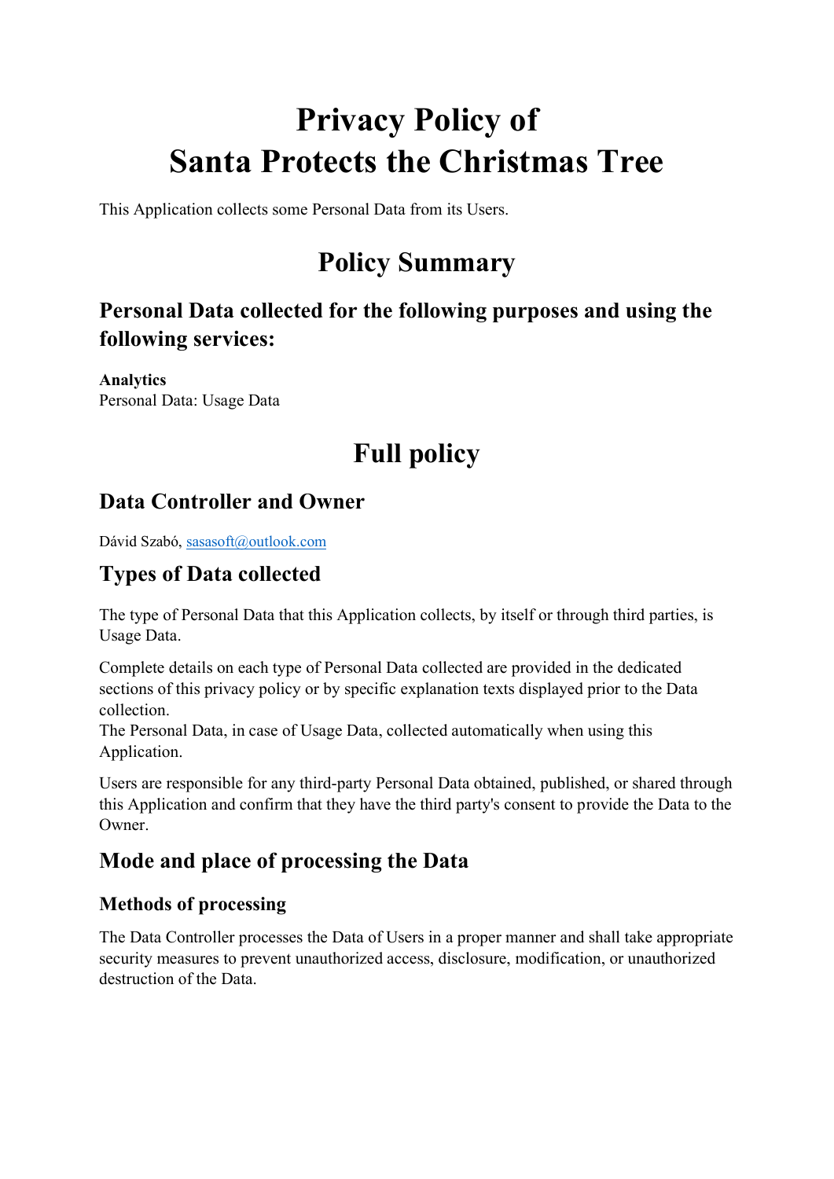# Privacy Policy of Santa Protects the Christmas Tree

This Application collects some Personal Data from its Users.

# Policy Summary

## Personal Data collected for the following purposes and using the following services:

**Analytics**
Personal Data: Usage Data

# Full policy

## Data Controller and Owner

Dávid Szabó, sasasoft@outlook.com

## Types of Data collected

The type of Personal Data that this Application collects, by itself or through third parties, is Usage Data.

Complete details on each type of Personal Data collected are provided in the dedicated sections of this privacy policy or by specific explanation texts displayed prior to the Data collection.
The Personal Data, in case of Usage Data, collected automatically when using this Application.

Users are responsible for any third-party Personal Data obtained, published, or shared through this Application and confirm that they have the third party's consent to provide the Data to the Owner.

## Mode and place of processing the Data

### Methods of processing

The Data Controller processes the Data of Users in a proper manner and shall take appropriate security measures to prevent unauthorized access, disclosure, modification, or unauthorized destruction of the Data.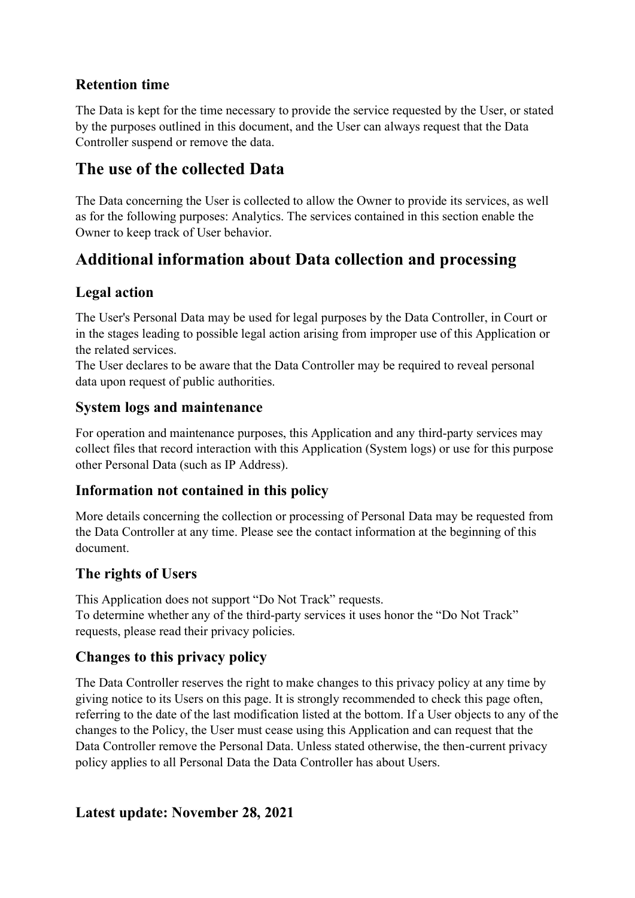### Retention time

The Data is kept for the time necessary to provide the service requested by the User, or stated by the purposes outlined in this document, and the User can always request that the Data Controller suspend or remove the data.

## The use of the collected Data

The Data concerning the User is collected to allow the Owner to provide its services, as well as for the following purposes: Analytics. The services contained in this section enable the Owner to keep track of User behavior.

## Additional information about Data collection and processing

### Legal action

The User's Personal Data may be used for legal purposes by the Data Controller, in Court or in the stages leading to possible legal action arising from improper use of this Application or the related services.
The User declares to be aware that the Data Controller may be required to reveal personal data upon request of public authorities.

### System logs and maintenance

For operation and maintenance purposes, this Application and any third-party services may collect files that record interaction with this Application (System logs) or use for this purpose other Personal Data (such as IP Address).

### Information not contained in this policy

More details concerning the collection or processing of Personal Data may be requested from the Data Controller at any time. Please see the contact information at the beginning of this document.

### The rights of Users

This Application does not support "Do Not Track" requests.
To determine whether any of the third-party services it uses honor the "Do Not Track" requests, please read their privacy policies.

### Changes to this privacy policy

The Data Controller reserves the right to make changes to this privacy policy at any time by giving notice to its Users on this page. It is strongly recommended to check this page often, referring to the date of the last modification listed at the bottom. If a User objects to any of the changes to the Policy, the User must cease using this Application and can request that the Data Controller remove the Personal Data. Unless stated otherwise, the then-current privacy policy applies to all Personal Data the Data Controller has about Users.

### Latest update: November 28, 2021